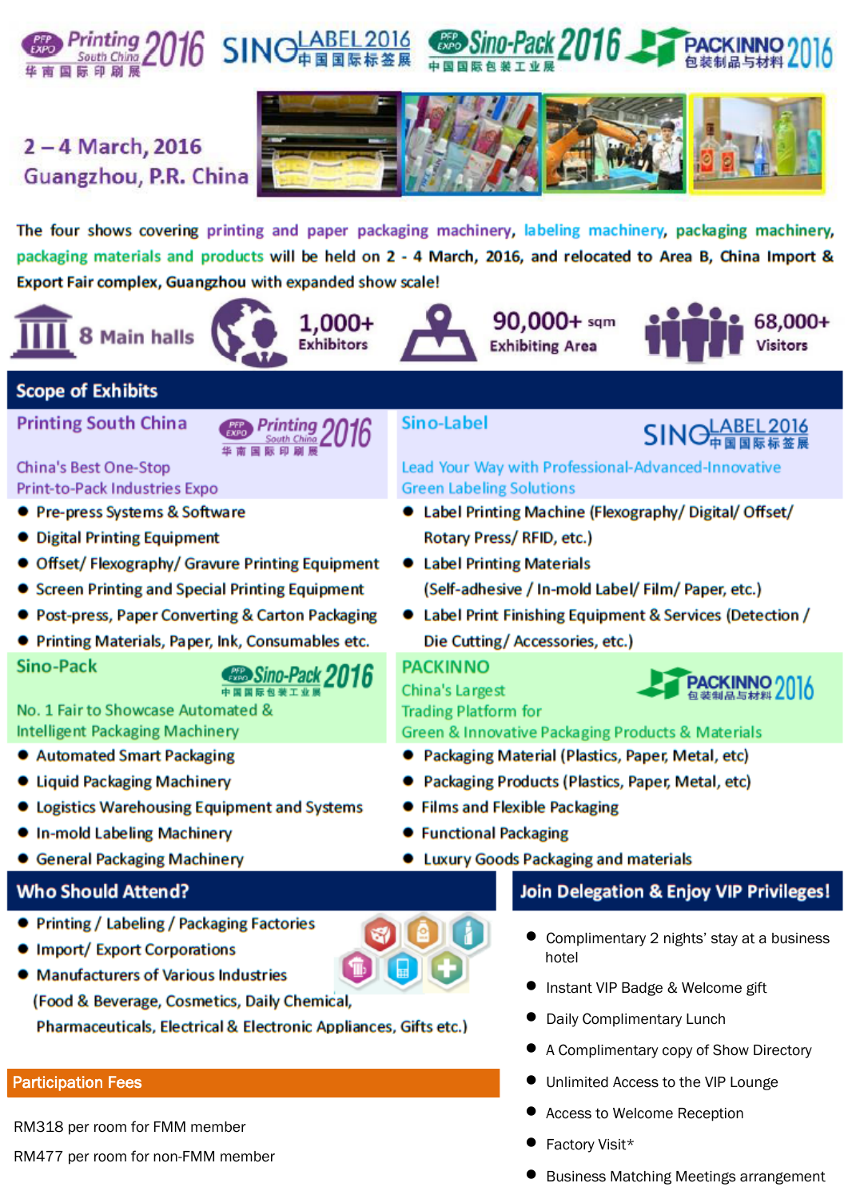Printing South China 2016 华南国际印刷展 | SINO LABEL 2016 中国国际标签展 | Sino-Pack 2016 中国国际包装工业展 | PACKINNO 2016 包装制品与材料

**2 – 4 March, 2016**
**Guangzhou, P.R. China**

The four shows covering printing and paper packaging machinery, labeling machinery, packaging machinery, packaging materials and products will be held on 2 - 4 March, 2016, and relocated to Area B, China Import & Export Fair complex, Guangzhou with expanded show scale!

- 8 Main halls
- 1,000+ Exhibitors
- 90,000+ sqm Exhibiting Area
- 68,000+ Visitors

## Scope of Exhibits

### Printing South China

Printing South China 2016 华南国际印刷展

China's Best One-Stop Print-to-Pack Industries Expo

- Pre-press Systems & Software
- Digital Printing Equipment
- Offset/ Flexography/ Gravure Printing Equipment
- Screen Printing and Special Printing Equipment
- Post-press, Paper Converting & Carton Packaging
- Printing Materials, Paper, Ink, Consumables etc.

### Sino-Label

SINO LABEL 2016 中国国际标签展

Lead Your Way with Professional-Advanced-Innovative Green Labeling Solutions

- Label Printing Machine (Flexography/ Digital/ Offset/ Rotary Press/ RFID, etc.)
- Label Printing Materials (Self-adhesive / In-mold Label/ Film/ Paper, etc.)
- Label Print Finishing Equipment & Services (Detection / Die Cutting/ Accessories, etc.)

### Sino-Pack

Sino-Pack 2016 中国国际包装工业展

No. 1 Fair to Showcase Automated & Intelligent Packaging Machinery

- Automated Smart Packaging
- Liquid Packaging Machinery
- Logistics Warehousing Equipment and Systems
- In-mold Labeling Machinery
- General Packaging Machinery

### PACKINNO

PACKINNO 2016 包装制品与材料

China's Largest Trading Platform for Green & Innovative Packaging Products & Materials

- Packaging Material (Plastics, Paper, Metal, etc)
- Packaging Products (Plastics, Paper, Metal, etc)
- Films and Flexible Packaging
- Functional Packaging
- Luxury Goods Packaging and materials

## Who Should Attend?

- Printing / Labeling / Packaging Factories
- Import/ Export Corporations
- Manufacturers of Various Industries (Food & Beverage, Cosmetics, Daily Chemical, Pharmaceuticals, Electrical & Electronic Appliances, Gifts etc.)

## Participation Fees

RM318 per room for FMM member

RM477 per room for non-FMM member

## Join Delegation & Enjoy VIP Privileges!

- Complimentary 2 nights' stay at a business hotel
- Instant VIP Badge & Welcome gift
- Daily Complimentary Lunch
- A Complimentary copy of Show Directory
- Unlimited Access to the VIP Lounge
- Access to Welcome Reception
- Factory Visit*
- Business Matching Meetings arrangement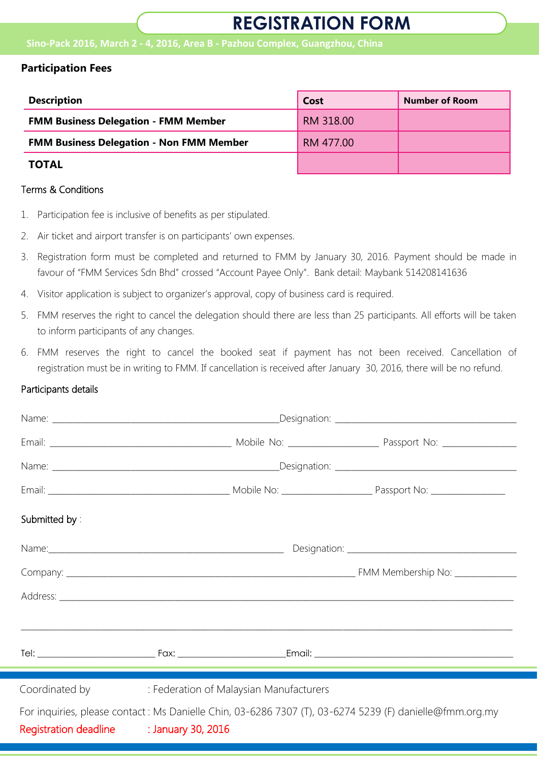# REGISTRATION FORM

**Sino-Pack 2016, March 2 - 4, 2016, Area B - Pazhou Complex, Guangzhou, China**

### Participation Fees

| Description | Cost | Number of Room |
|---|---|---|
| **FMM Business Delegation - FMM Member** | RM 318.00 | |
| **FMM Business Delegation - Non FMM Member** | RM 477.00 | |
| **TOTAL** | | |

Terms & Conditions

1. Participation fee is inclusive of benefits as per stipulated.
2. Air ticket and airport transfer is on participants' own expenses.
3. Registration form must be completed and returned to FMM by January 30, 2016. Payment should be made in favour of "FMM Services Sdn Bhd" crossed "Account Payee Only". Bank detail: Maybank 514208141636
4. Visitor application is subject to organizer's approval, copy of business card is required.
5. FMM reserves the right to cancel the delegation should there are less than 25 participants. All efforts will be taken to inform participants of any changes.
6. FMM reserves the right to cancel the booked seat if payment has not been received. Cancellation of registration must be in writing to FMM. If cancellation is received after January 30, 2016, there will be no refund.

Participants details

Name: ______________________________ Designation: ______________________________

Email: ______________________________ Mobile No: ________________ Passport No: ________________

Name: ______________________________ Designation: ______________________________

Email: ______________________________ Mobile No: ________________ Passport No: ________________

Submitted by :

Name: ______________________________ Designation: ______________________________

Company: ______________________________ FMM Membership No: ________________

Address: ______________________________________________________________

______________________________________________________________

Tel: ________________ Fax: ________________ Email: ______________________________

Coordinated by : Federation of Malaysian Manufacturers

For inquiries, please contact : Ms Danielle Chin, 03-6286 7307 (T), 03-6274 5239 (F) danielle@fmm.org.my

Registration deadline : January 30, 2016